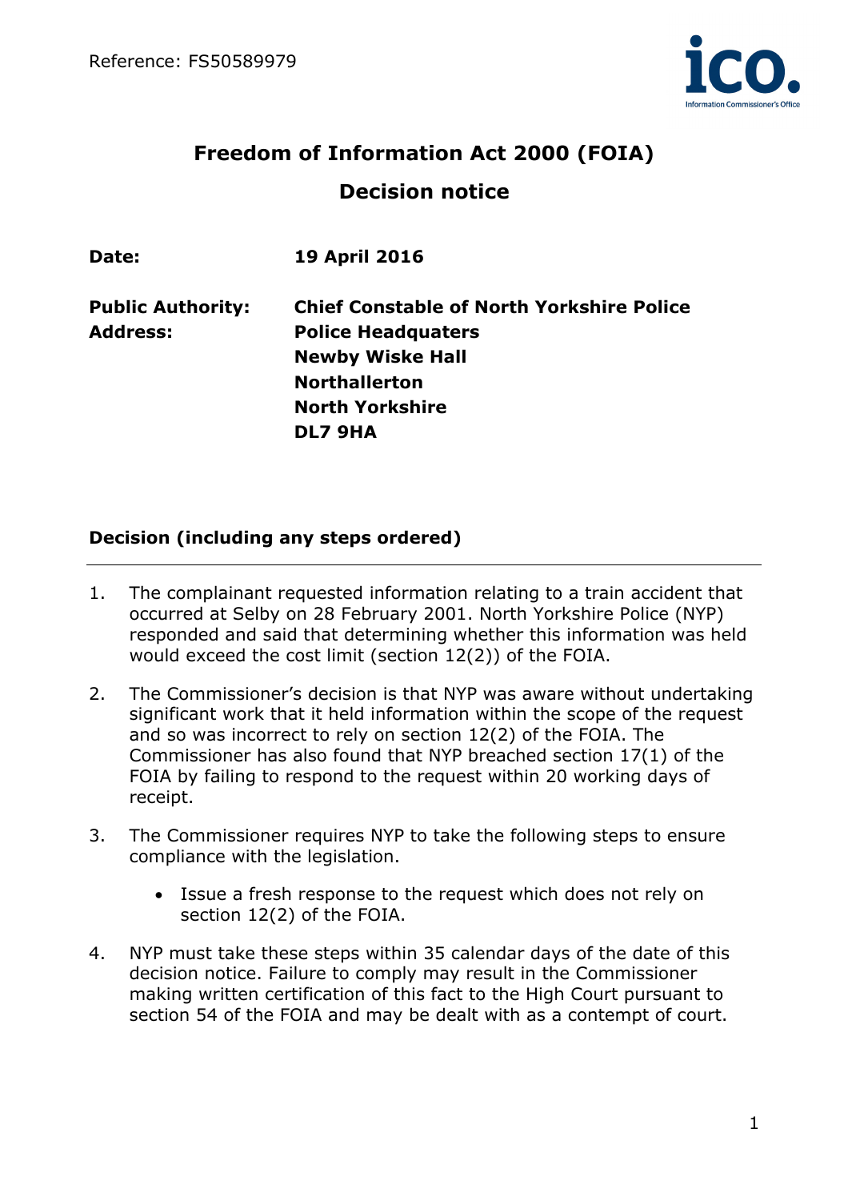Reference: FS50589979

# Freedom of Information Act 2000 (FOIA)

## Decision notice

| | |
|---|---|
| **Date:** | **19 April 2016** |
| **Public Authority:** | **Chief Constable of North Yorkshire Police** |
| **Address:** | **Police Headquaters**<br>**Newby Wiske Hall**<br>**Northallerton**<br>**North Yorkshire**<br>**DL7 9HA** |

### Decision (including any steps ordered)

1. The complainant requested information relating to a train accident that occurred at Selby on 28 February 2001. North Yorkshire Police (NYP) responded and said that determining whether this information was held would exceed the cost limit (section 12(2)) of the FOIA.

2. The Commissioner's decision is that NYP was aware without undertaking significant work that it held information within the scope of the request and so was incorrect to rely on section 12(2) of the FOIA. The Commissioner has also found that NYP breached section 17(1) of the FOIA by failing to respond to the request within 20 working days of receipt.

3. The Commissioner requires NYP to take the following steps to ensure compliance with the legislation.

   - Issue a fresh response to the request which does not rely on section 12(2) of the FOIA.

4. NYP must take these steps within 35 calendar days of the date of this decision notice. Failure to comply may result in the Commissioner making written certification of this fact to the High Court pursuant to section 54 of the FOIA and may be dealt with as a contempt of court.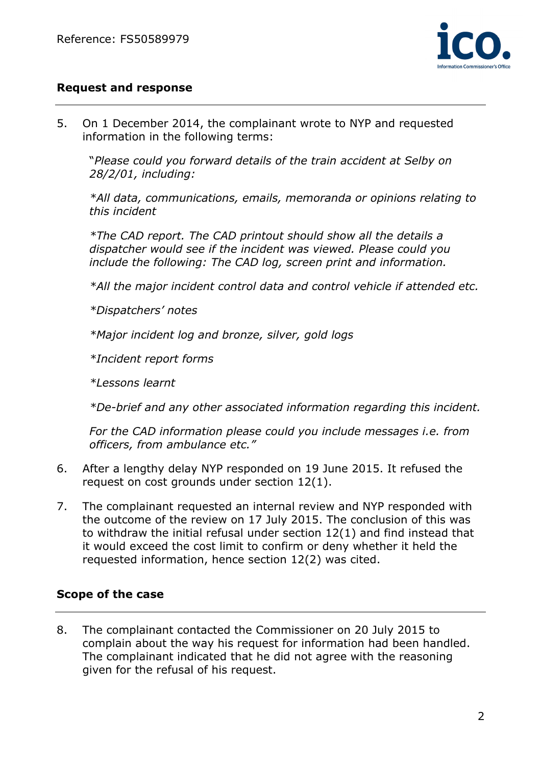## Request and response

5. On 1 December 2014, the complainant wrote to NYP and requested information in the following terms:

   "*Please could you forward details of the train accident at Selby on 28/2/01, including:*

   **All data, communications, emails, memoranda or opinions relating to this incident*

   **The CAD report. The CAD printout should show all the details a dispatcher would see if the incident was viewed. Please could you include the following: The CAD log, screen print and information.*

   **All the major incident control data and control vehicle if attended etc.*

   **Dispatchers' notes*

   **Major incident log and bronze, silver, gold logs*

   **Incident report forms*

   **Lessons learnt*

   **De-brief and any other associated information regarding this incident.*

   *For the CAD information please could you include messages i.e. from officers, from ambulance etc."*

6. After a lengthy delay NYP responded on 19 June 2015. It refused the request on cost grounds under section 12(1).

7. The complainant requested an internal review and NYP responded with the outcome of the review on 17 July 2015. The conclusion of this was to withdraw the initial refusal under section 12(1) and find instead that it would exceed the cost limit to confirm or deny whether it held the requested information, hence section 12(2) was cited.

## Scope of the case

8. The complainant contacted the Commissioner on 20 July 2015 to complain about the way his request for information had been handled. The complainant indicated that he did not agree with the reasoning given for the refusal of his request.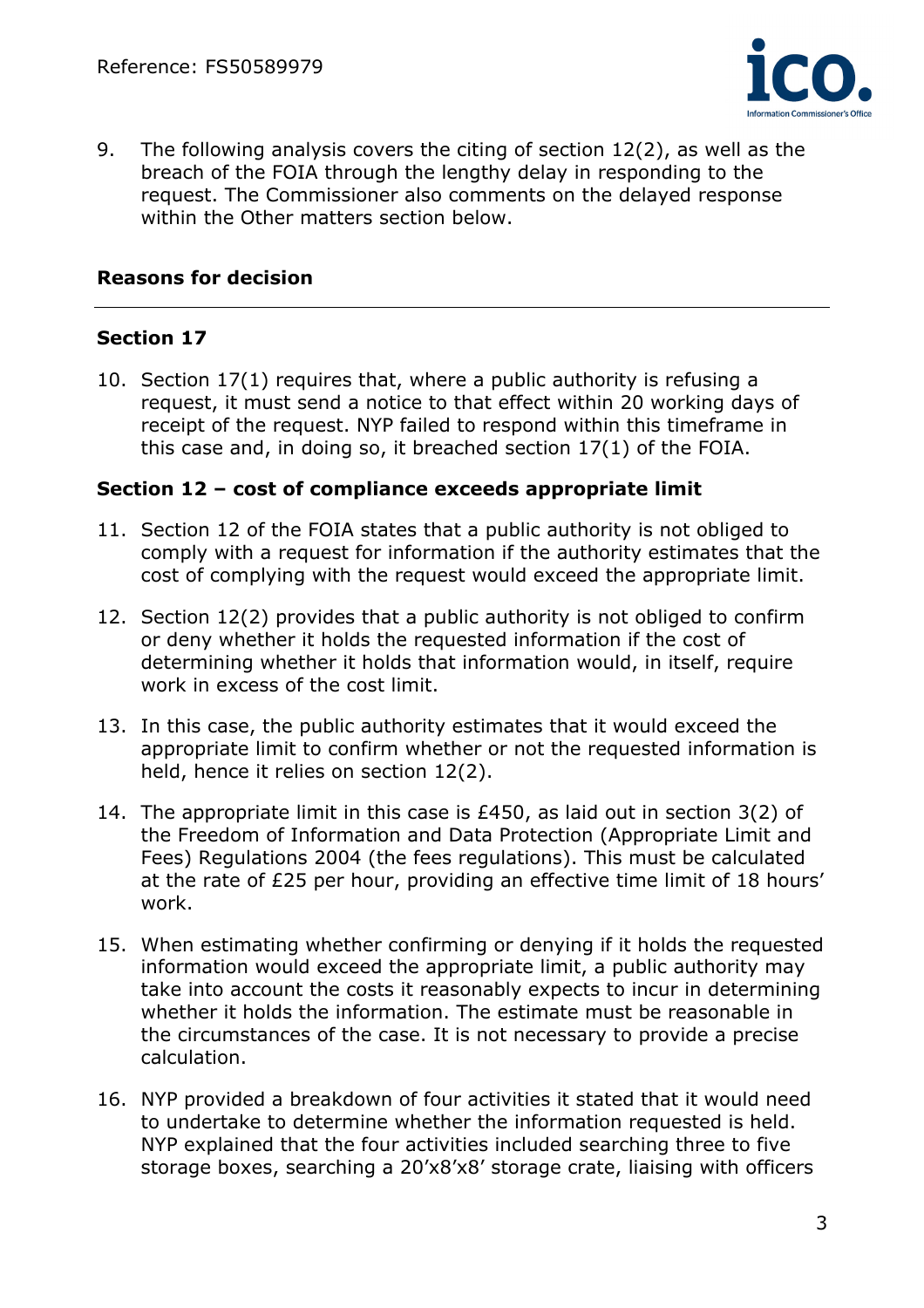9. The following analysis covers the citing of section 12(2), as well as the breach of the FOIA through the lengthy delay in responding to the request. The Commissioner also comments on the delayed response within the Other matters section below.

## Reasons for decision

### Section 17

10. Section 17(1) requires that, where a public authority is refusing a request, it must send a notice to that effect within 20 working days of receipt of the request. NYP failed to respond within this timeframe in this case and, in doing so, it breached section 17(1) of the FOIA.

### Section 12 – cost of compliance exceeds appropriate limit

11. Section 12 of the FOIA states that a public authority is not obliged to comply with a request for information if the authority estimates that the cost of complying with the request would exceed the appropriate limit.

12. Section 12(2) provides that a public authority is not obliged to confirm or deny whether it holds the requested information if the cost of determining whether it holds that information would, in itself, require work in excess of the cost limit.

13. In this case, the public authority estimates that it would exceed the appropriate limit to confirm whether or not the requested information is held, hence it relies on section 12(2).

14. The appropriate limit in this case is £450, as laid out in section 3(2) of the Freedom of Information and Data Protection (Appropriate Limit and Fees) Regulations 2004 (the fees regulations). This must be calculated at the rate of £25 per hour, providing an effective time limit of 18 hours' work.

15. When estimating whether confirming or denying if it holds the requested information would exceed the appropriate limit, a public authority may take into account the costs it reasonably expects to incur in determining whether it holds the information. The estimate must be reasonable in the circumstances of the case. It is not necessary to provide a precise calculation.

16. NYP provided a breakdown of four activities it stated that it would need to undertake to determine whether the information requested is held. NYP explained that the four activities included searching three to five storage boxes, searching a 20'x8'x8' storage crate, liaising with officers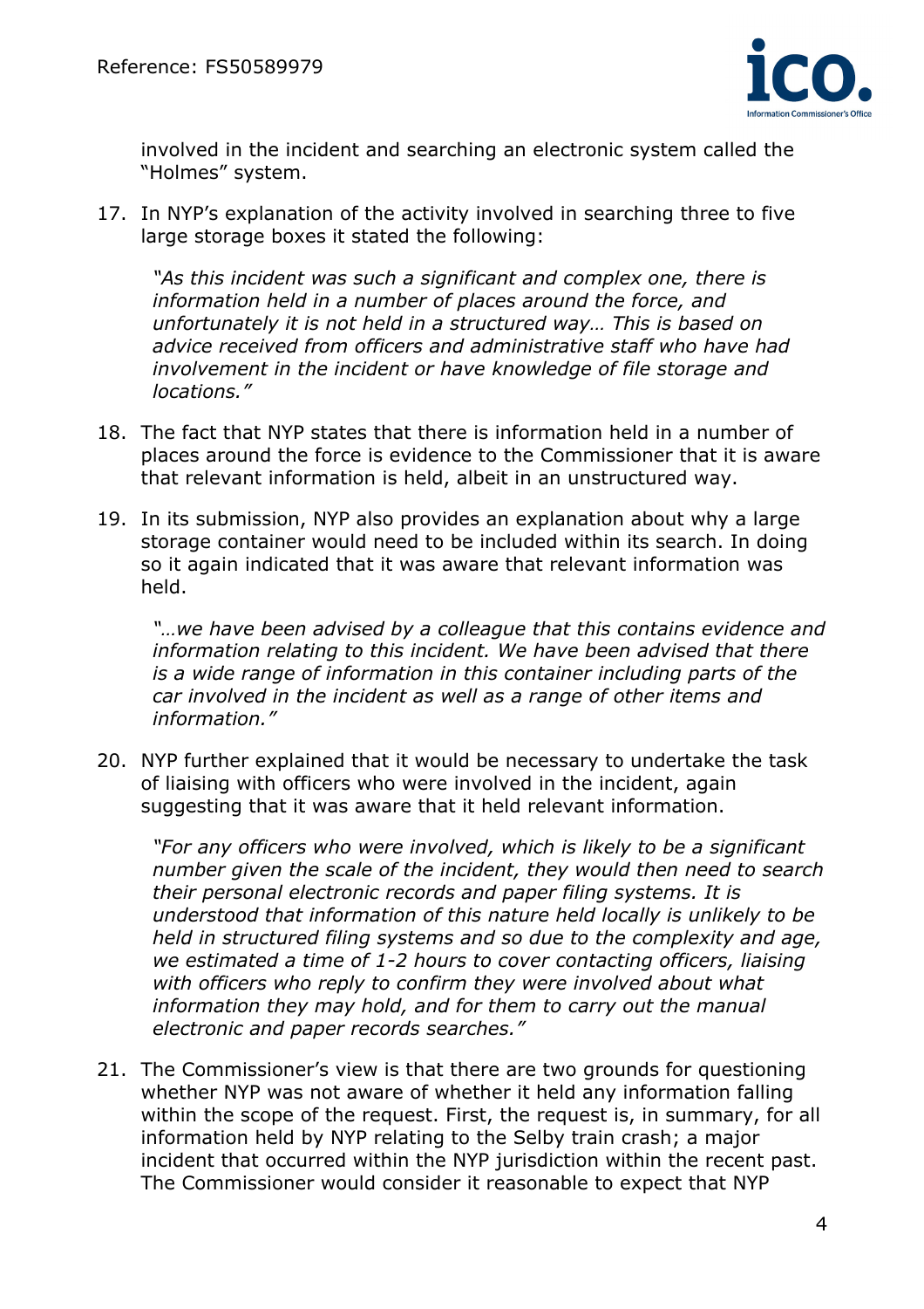involved in the incident and searching an electronic system called the "Holmes" system.

17. In NYP's explanation of the activity involved in searching three to five large storage boxes it stated the following:

    *"As this incident was such a significant and complex one, there is information held in a number of places around the force, and unfortunately it is not held in a structured way… This is based on advice received from officers and administrative staff who have had involvement in the incident or have knowledge of file storage and locations."*

18. The fact that NYP states that there is information held in a number of places around the force is evidence to the Commissioner that it is aware that relevant information is held, albeit in an unstructured way.

19. In its submission, NYP also provides an explanation about why a large storage container would need to be included within its search. In doing so it again indicated that it was aware that relevant information was held.

    *"…we have been advised by a colleague that this contains evidence and information relating to this incident. We have been advised that there is a wide range of information in this container including parts of the car involved in the incident as well as a range of other items and information."*

20. NYP further explained that it would be necessary to undertake the task of liaising with officers who were involved in the incident, again suggesting that it was aware that it held relevant information.

    *"For any officers who were involved, which is likely to be a significant number given the scale of the incident, they would then need to search their personal electronic records and paper filing systems. It is understood that information of this nature held locally is unlikely to be held in structured filing systems and so due to the complexity and age, we estimated a time of 1-2 hours to cover contacting officers, liaising with officers who reply to confirm they were involved about what information they may hold, and for them to carry out the manual electronic and paper records searches."*

21. The Commissioner's view is that there are two grounds for questioning whether NYP was not aware of whether it held any information falling within the scope of the request. First, the request is, in summary, for all information held by NYP relating to the Selby train crash; a major incident that occurred within the NYP jurisdiction within the recent past. The Commissioner would consider it reasonable to expect that NYP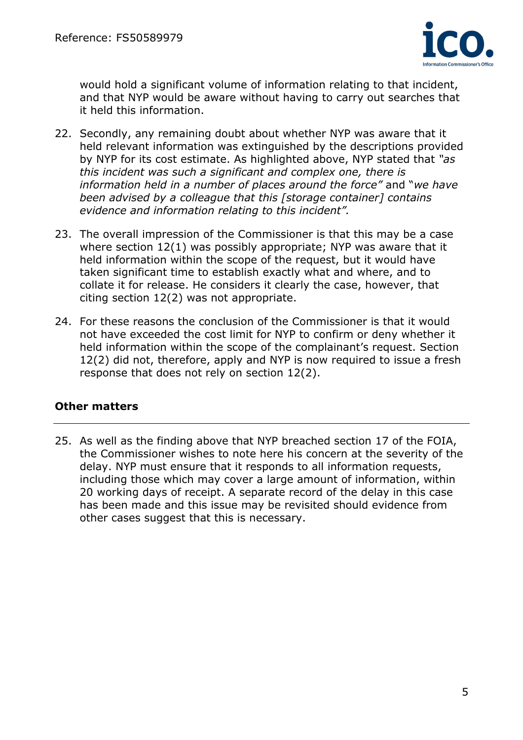would hold a significant volume of information relating to that incident, and that NYP would be aware without having to carry out searches that it held this information.

22. Secondly, any remaining doubt about whether NYP was aware that it held relevant information was extinguished by the descriptions provided by NYP for its cost estimate. As highlighted above, NYP stated that *"as this incident was such a significant and complex one, there is information held in a number of places around the force"* and "*we have been advised by a colleague that this [storage container] contains evidence and information relating to this incident".*

23. The overall impression of the Commissioner is that this may be a case where section 12(1) was possibly appropriate; NYP was aware that it held information within the scope of the request, but it would have taken significant time to establish exactly what and where, and to collate it for release. He considers it clearly the case, however, that citing section 12(2) was not appropriate.

24. For these reasons the conclusion of the Commissioner is that it would not have exceeded the cost limit for NYP to confirm or deny whether it held information within the scope of the complainant's request. Section 12(2) did not, therefore, apply and NYP is now required to issue a fresh response that does not rely on section 12(2).

## Other matters

25. As well as the finding above that NYP breached section 17 of the FOIA, the Commissioner wishes to note here his concern at the severity of the delay. NYP must ensure that it responds to all information requests, including those which may cover a large amount of information, within 20 working days of receipt. A separate record of the delay in this case has been made and this issue may be revisited should evidence from other cases suggest that this is necessary.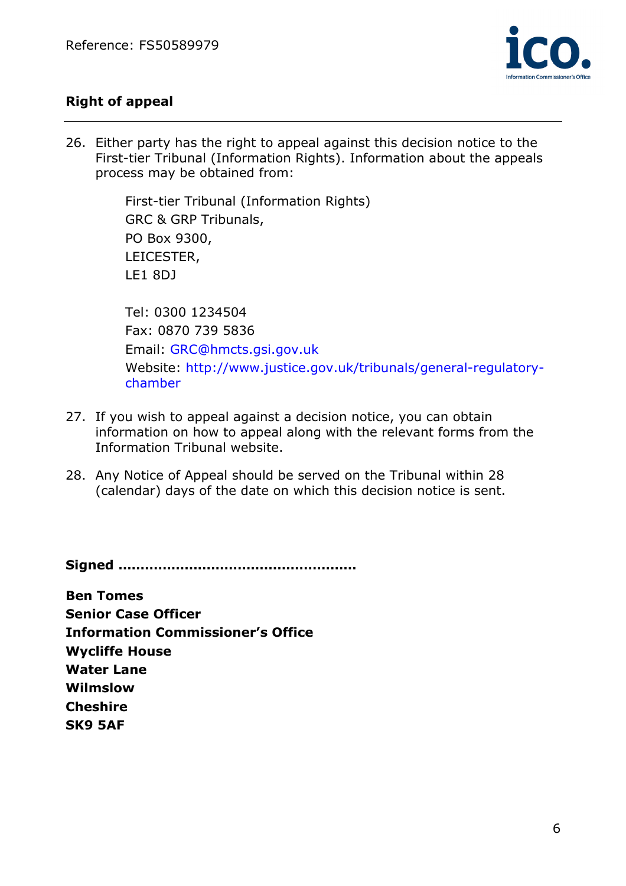## Right of appeal

26. Either party has the right to appeal against this decision notice to the First-tier Tribunal (Information Rights). Information about the appeals process may be obtained from:

    First-tier Tribunal (Information Rights)
    GRC & GRP Tribunals,
    PO Box 9300,
    LEICESTER,
    LE1 8DJ

    Tel: 0300 1234504
    Fax: 0870 739 5836
    Email: GRC@hmcts.gsi.gov.uk
    Website: http://www.justice.gov.uk/tribunals/general-regulatory-chamber

27. If you wish to appeal against a decision notice, you can obtain information on how to appeal along with the relevant forms from the Information Tribunal website.

28. Any Notice of Appeal should be served on the Tribunal within 28 (calendar) days of the date on which this decision notice is sent.

**Signed ………………………………………………**

**Ben Tomes**
**Senior Case Officer**
**Information Commissioner's Office**
**Wycliffe House**
**Water Lane**
**Wilmslow**
**Cheshire**
**SK9 5AF**